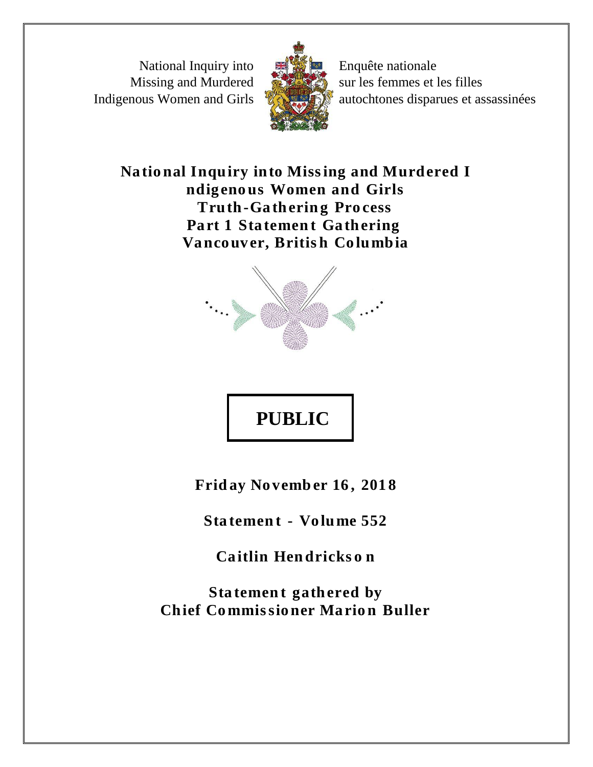National Inquiry into Missing and Murdered Indigenous Women and Girls

Enquête nationale sur les femmes et les filles autochtones disparues et assassinées

# National Inquiry into Missing and Murdered Indigenous Women and Girls
## Truth-Gathering Process
## Part 1 Statement Gathering
## Vancouver, British Columbia

**PUBLIC**

**Friday November 16, 2018**

**Statement - Volume 552**

**Caitlin Hendrickson**

**Statement gathered by**
**Chief Commissioner Marion Buller**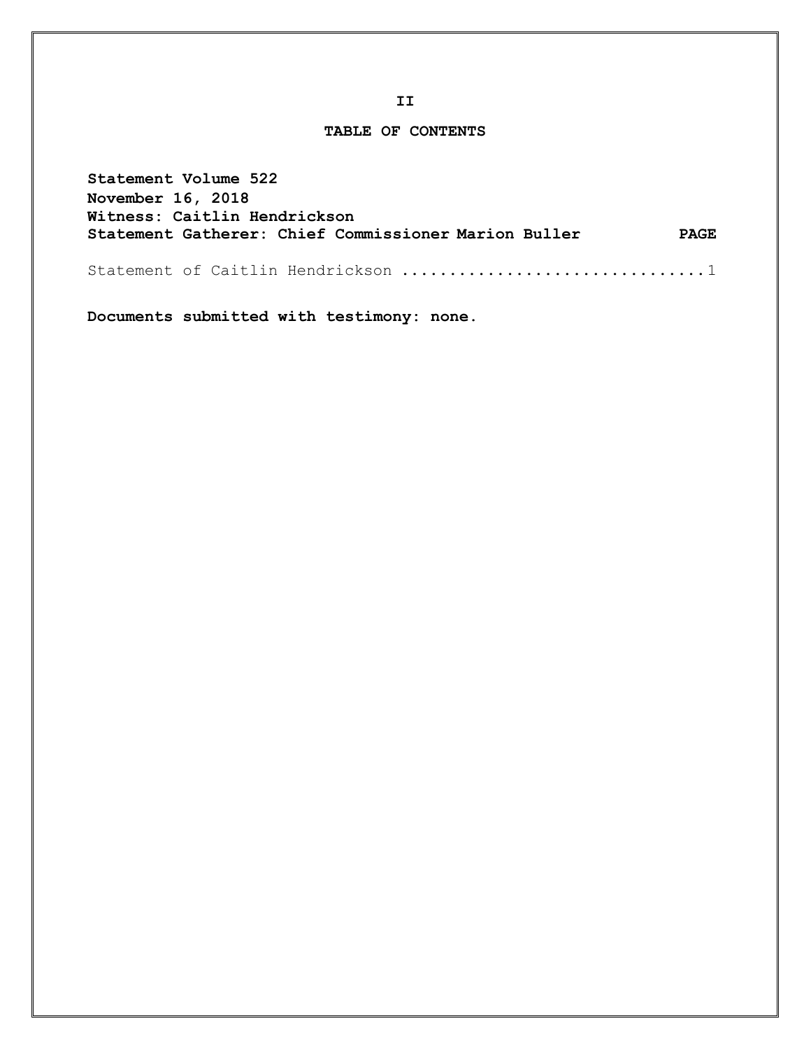# TABLE OF CONTENTS

**Statement Volume 522**
**November 16, 2018**
**Witness: Caitlin Hendrickson**
**Statement Gatherer: Chief Commissioner Marion Buller** **PAGE**

Statement of Caitlin Hendrickson ................................1

**Documents submitted with testimony: none.**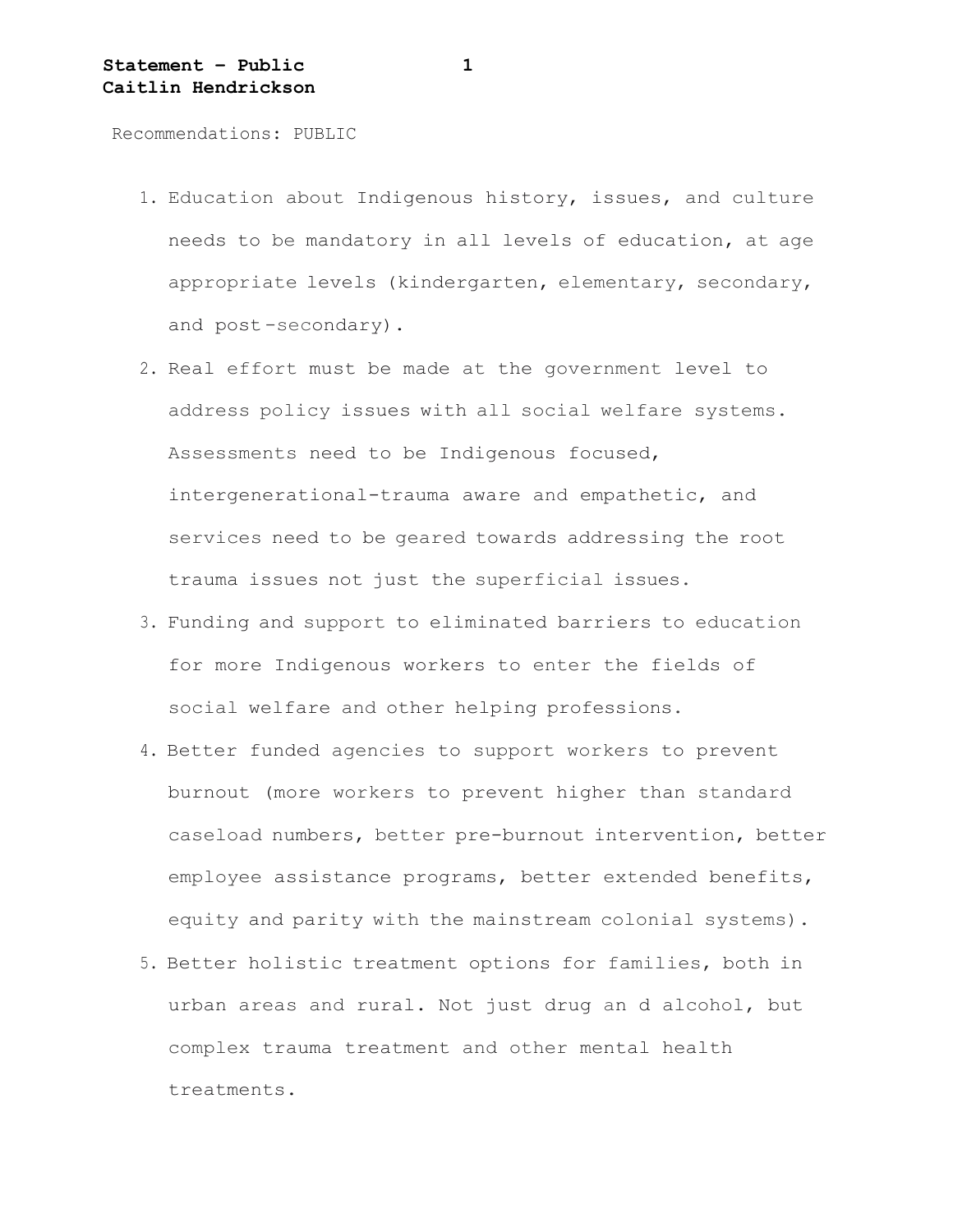Recommendations: PUBLIC

1. Education about Indigenous history, issues, and culture needs to be mandatory in all levels of education, at age appropriate levels (kindergarten, elementary, secondary, and post-secondary).
2. Real effort must be made at the government level to address policy issues with all social welfare systems. Assessments need to be Indigenous focused, intergenerational-trauma aware and empathetic, and services need to be geared towards addressing the root trauma issues not just the superficial issues.
3. Funding and support to eliminated barriers to education for more Indigenous workers to enter the fields of social welfare and other helping professions.
4. Better funded agencies to support workers to prevent burnout (more workers to prevent higher than standard caseload numbers, better pre-burnout intervention, better employee assistance programs, better extended benefits, equity and parity with the mainstream colonial systems).
5. Better holistic treatment options for families, both in urban areas and rural. Not just drug an d alcohol, but complex trauma treatment and other mental health treatments.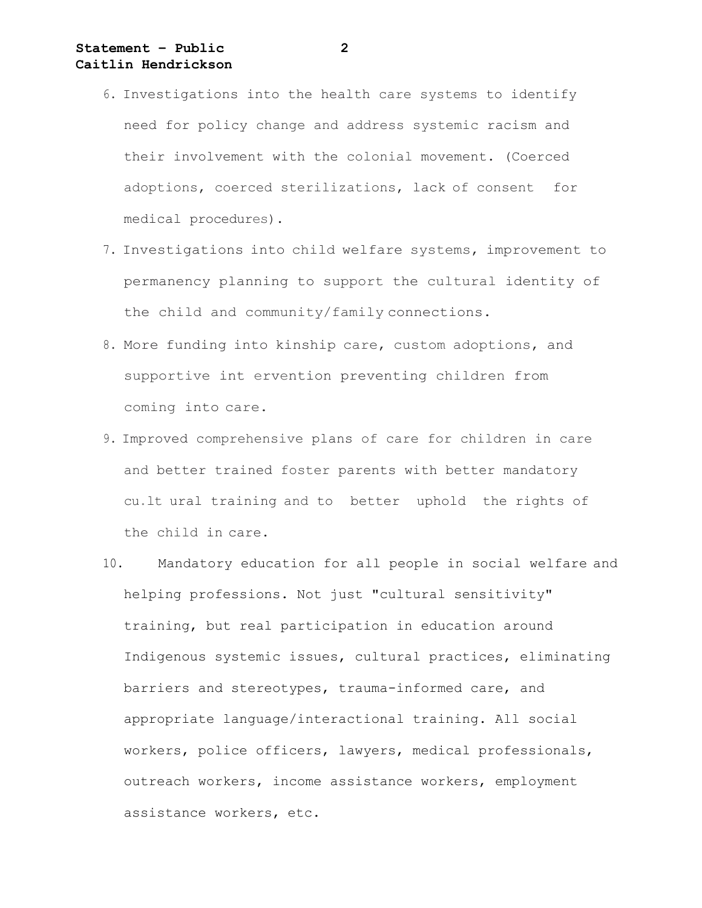6. Investigations into the health care systems to identify need for policy change and address systemic racism and their involvement with the colonial movement. (Coerced adoptions, coerced sterilizations, lack of consent for medical procedures).
7. Investigations into child welfare systems, improvement to permanency planning to support the cultural identity of the child and community/family connections.
8. More funding into kinship care, custom adoptions, and supportive int ervention preventing children from coming into care.
9. Improved comprehensive plans of care for children in care and better trained foster parents with better mandatory cu.lt ural training and to better uphold the rights of the child in care.
10. Mandatory education for all people in social welfare and helping professions. Not just "cultural sensitivity" training, but real participation in education around Indigenous systemic issues, cultural practices, eliminating barriers and stereotypes, trauma-informed care, and appropriate language/interactional training. All social workers, police officers, lawyers, medical professionals, outreach workers, income assistance workers, employment assistance workers, etc.